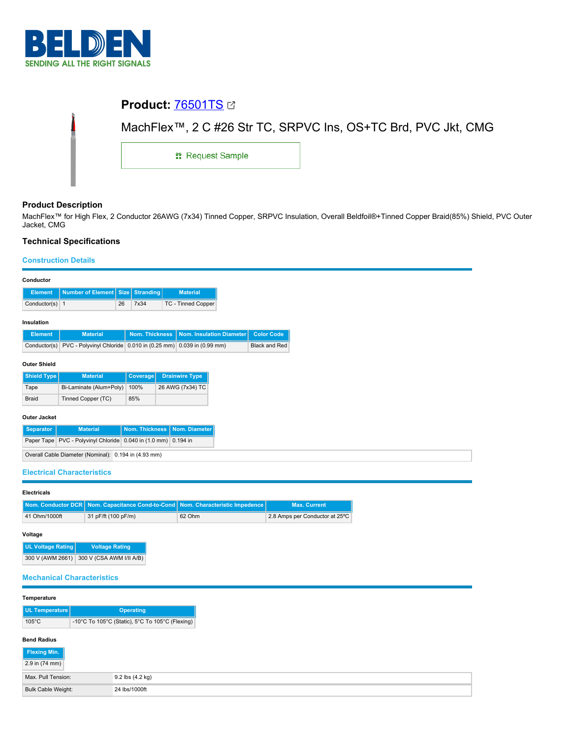BELDEN
SENDING ALL THE RIGHT SIGNALS

# Product: 76501TS

MachFlex™, 2 C #26 Str TC, SRPVC Ins, OS+TC Brd, PVC Jkt, CMG

Request Sample

## Product Description

MachFlex™ for High Flex, 2 Conductor 26AWG (7x34) Tinned Copper, SRPVC Insulation, Overall Beldfoil®+Tinned Copper Braid(85%) Shield, PVC Outer Jacket, CMG

## Technical Specifications

### Construction Details

**Conductor**

| Element | Number of Element | Size | Stranding | Material |
|---|---|---|---|---|
| Conductor(s) | 1 | 26 | 7x34 | TC - Tinned Copper |

**Insulation**

| Element | Material | Nom. Thickness | Nom. Insulation Diameter | Color Code |
|---|---|---|---|---|
| Conductor(s) | PVC - Polyvinyl Chloride | 0.010 in (0.25 mm) | 0.039 in (0.99 mm) | Black and Red |

**Outer Shield**

| Shield Type | Material | Coverage | Drainwire Type |
|---|---|---|---|
| Tape | Bi-Laminate (Alum+Poly) | 100% | 26 AWG (7x34) TC |
| Braid | Tinned Copper (TC) | 85% | |

**Outer Jacket**

| Separator | Material | Nom. Thickness | Nom. Diameter |
|---|---|---|---|
| Paper Tape | PVC - Polyvinyl Chloride | 0.040 in (1.0 mm) | 0.194 in |

| | |
|---|---|
| Overall Cable Diameter (Nominal): | 0.194 in (4.93 mm) |

### Electrical Characteristics

**Electricals**

| Nom. Conductor DCR | Nom. Capacitance Cond-to-Cond | Nom. Characteristic Impedence | Max. Current |
|---|---|---|---|
| 41 Ohm/1000ft | 31 pF/ft (100 pF/m) | 62 Ohm | 2.8 Amps per Conductor at 25ºC |

**Voltage**

| UL Voltage Rating | Voltage Rating |
|---|---|
| 300 V (AWM 2661) | 300 V (CSA AWM I/II A/B) |

### Mechanical Characteristics

**Temperature**

| UL Temperature | Operating |
|---|---|
| 105°C | -10°C To 105°C (Static), 5°C To 105°C (Flexing) |

**Bend Radius**

| Flexing Min. |
|---|
| 2.9 in (74 mm) |

| | |
|---|---|
| Max. Pull Tension: | 9.2 lbs (4.2 kg) |
| Bulk Cable Weight: | 24 lbs/1000ft |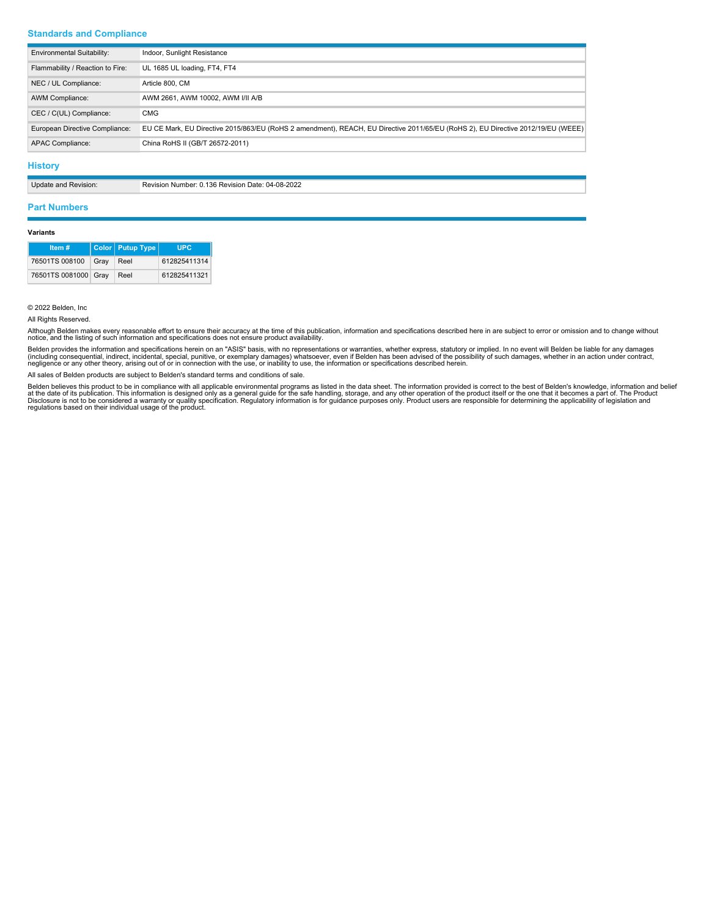## Standards and Compliance

| | |
|---|---|
| Environmental Suitability: | Indoor, Sunlight Resistance |
| Flammability / Reaction to Fire: | UL 1685 UL loading, FT4, FT4 |
| NEC / UL Compliance: | Article 800, CM |
| AWM Compliance: | AWM 2661, AWM 10002, AWM I/II A/B |
| CEC / C(UL) Compliance: | CMG |
| European Directive Compliance: | EU CE Mark, EU Directive 2015/863/EU (RoHS 2 amendment), REACH, EU Directive 2011/65/EU (RoHS 2), EU Directive 2012/19/EU (WEEE) |
| APAC Compliance: | China RoHS II (GB/T 26572-2011) |

## History

| | |
|---|---|
| Update and Revision: | Revision Number: 0.136 Revision Date: 04-08-2022 |

## Part Numbers

**Variants**

| Item # | Color | Putup Type | UPC |
|---|---|---|---|
| 76501TS 008100 | Gray | Reel | 612825411314 |
| 76501TS 0081000 | Gray | Reel | 612825411321 |

© 2022 Belden, Inc

All Rights Reserved.

Although Belden makes every reasonable effort to ensure their accuracy at the time of this publication, information and specifications described here in are subject to error or omission and to change without notice, and the listing of such information and specifications does not ensure product availability.

Belden provides the information and specifications herein on an "ASIS" basis, with no representations or warranties, whether express, statutory or implied. In no event will Belden be liable for any damages (including consequential, indirect, incidental, special, punitive, or exemplary damages) whatsoever, even if Belden has been advised of the possibility of such damages, whether in an action under contract, negligence or any other theory, arising out of or in connection with the use, or inability to use, the information or specifications described herein.

All sales of Belden products are subject to Belden's standard terms and conditions of sale.

Belden believes this product to be in compliance with all applicable environmental programs as listed in the data sheet. The information provided is correct to the best of Belden's knowledge, information and belief at the date of its publication. This information is designed only as a general guide for the safe handling, storage, and any other operation of the product itself or the one that it becomes a part of. The Product Disclosure is not to be considered a warranty or quality specification. Regulatory information is for guidance purposes only. Product users are responsible for determining the applicability of legislation and regulations based on their individual usage of the product.